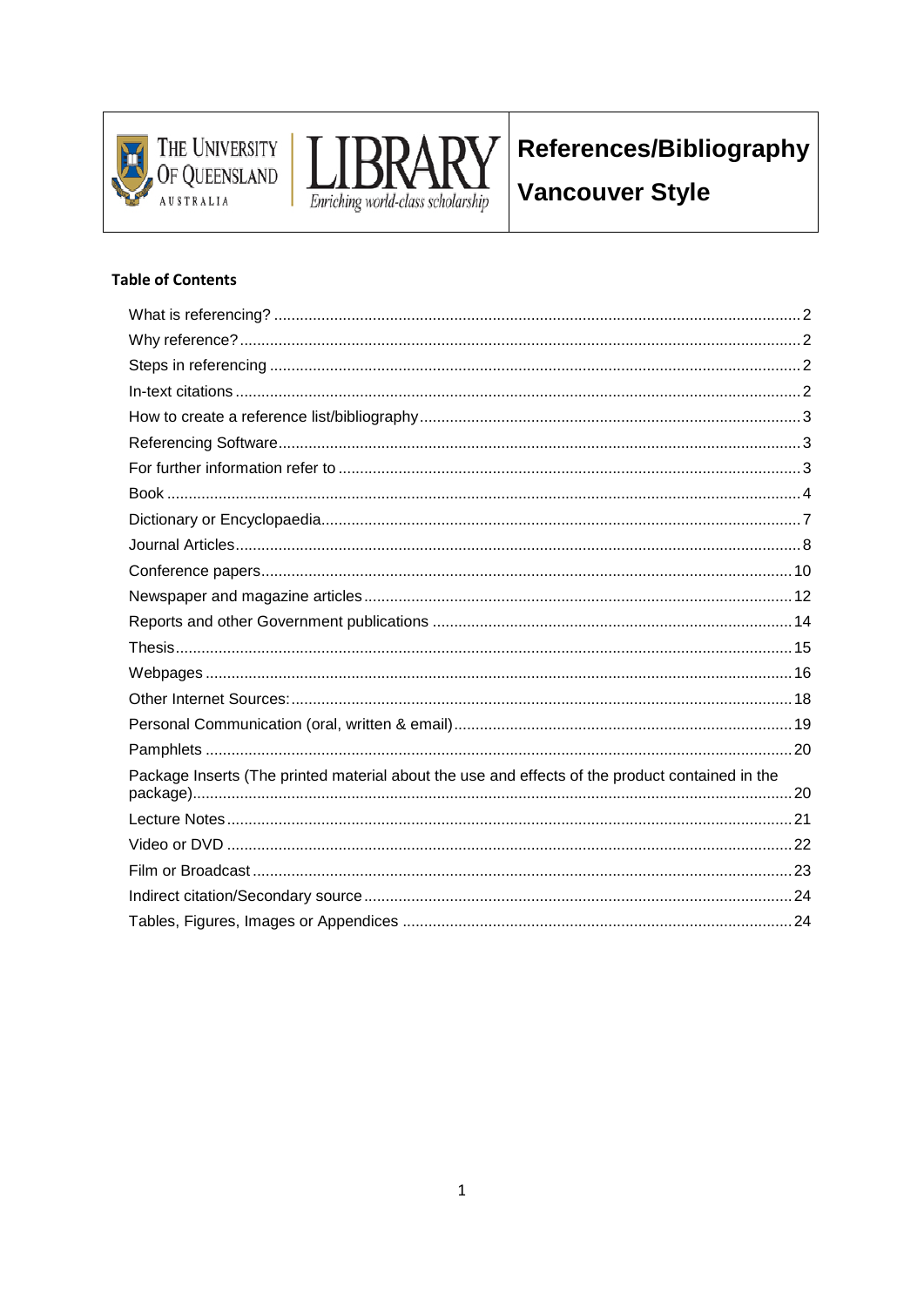THE UNIVERSITY OF QUEENSLAND AUSTRALIA

LIBRARY
*Enriching world-class scholarship*

# References/Bibliography Vancouver Style

**Table of Contents**

- What is referencing? ... 2
- Why reference? ... 2
- Steps in referencing ... 2
- In-text citations ... 2
- How to create a reference list/bibliography ... 3
- Referencing Software ... 3
- For further information refer to ... 3
- Book ... 4
- Dictionary or Encyclopaedia ... 7
- Journal Articles ... 8
- Conference papers ... 10
- Newspaper and magazine articles ... 12
- Reports and other Government publications ... 14
- Thesis ... 15
- Webpages ... 16
- Other Internet Sources: ... 18
- Personal Communication (oral, written & email) ... 19
- Pamphlets ... 20
- Package Inserts (The printed material about the use and effects of the product contained in the package) ... 20
- Lecture Notes ... 21
- Video or DVD ... 22
- Film or Broadcast ... 23
- Indirect citation/Secondary source ... 24
- Tables, Figures, Images or Appendices ... 24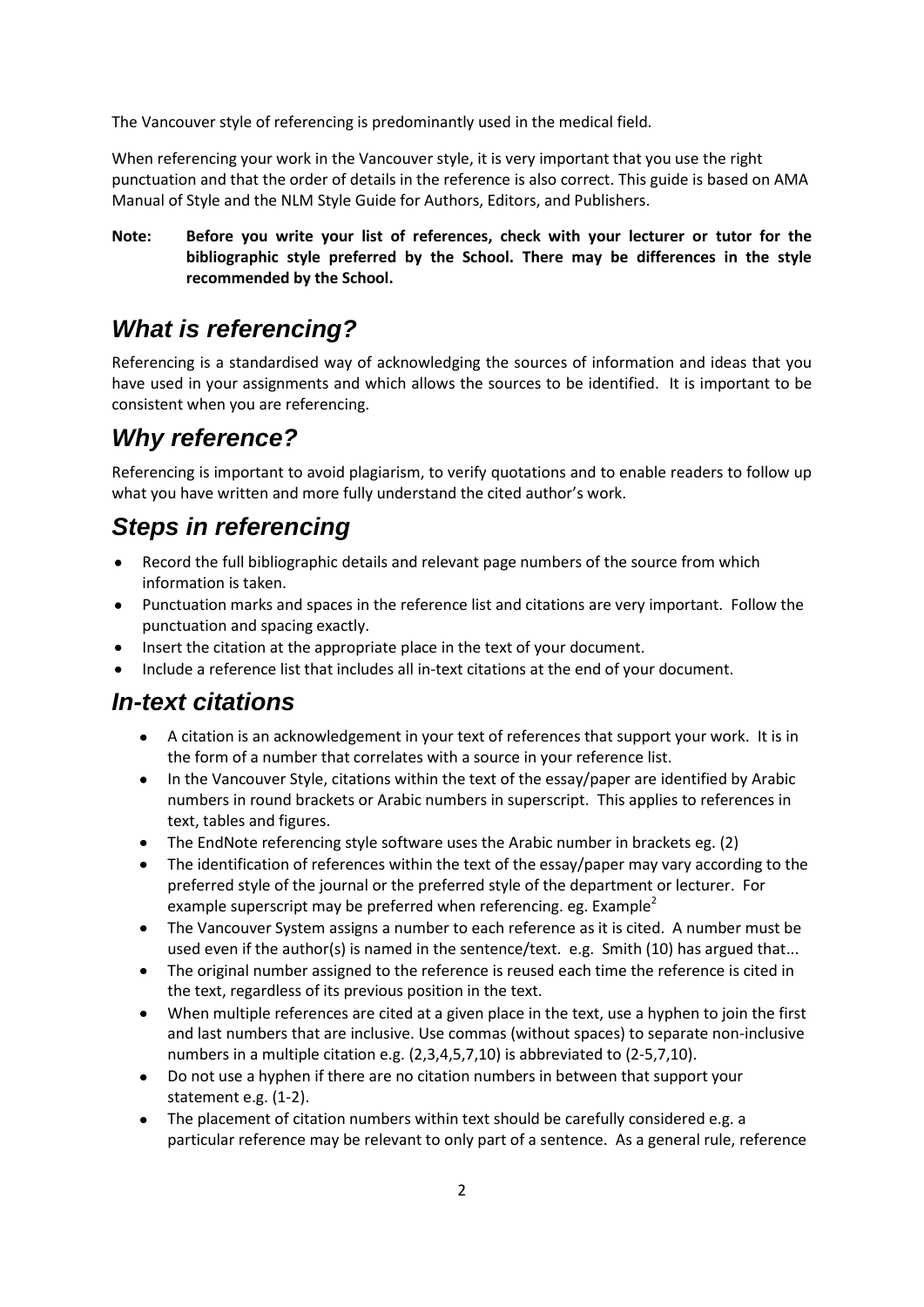The Vancouver style of referencing is predominantly used in the medical field.

When referencing your work in the Vancouver style, it is very important that you use the right punctuation and that the order of details in the reference is also correct. This guide is based on AMA Manual of Style and the NLM Style Guide for Authors, Editors, and Publishers.

**Note: Before you write your list of references, check with your lecturer or tutor for the bibliographic style preferred by the School. There may be differences in the style recommended by the School.**

## *What is referencing?*

Referencing is a standardised way of acknowledging the sources of information and ideas that you have used in your assignments and which allows the sources to be identified. It is important to be consistent when you are referencing.

## *Why reference?*

Referencing is important to avoid plagiarism, to verify quotations and to enable readers to follow up what you have written and more fully understand the cited author's work.

## *Steps in referencing*

- Record the full bibliographic details and relevant page numbers of the source from which information is taken.
- Punctuation marks and spaces in the reference list and citations are very important. Follow the punctuation and spacing exactly.
- Insert the citation at the appropriate place in the text of your document.
- Include a reference list that includes all in-text citations at the end of your document.

## *In-text citations*

- A citation is an acknowledgement in your text of references that support your work. It is in the form of a number that correlates with a source in your reference list.
- In the Vancouver Style, citations within the text of the essay/paper are identified by Arabic numbers in round brackets or Arabic numbers in superscript. This applies to references in text, tables and figures.
- The EndNote referencing style software uses the Arabic number in brackets eg. (2)
- The identification of references within the text of the essay/paper may vary according to the preferred style of the journal or the preferred style of the department or lecturer. For example superscript may be preferred when referencing. eg. Example[2]
- The Vancouver System assigns a number to each reference as it is cited. A number must be used even if the author(s) is named in the sentence/text. e.g. Smith (10) has argued that...
- The original number assigned to the reference is reused each time the reference is cited in the text, regardless of its previous position in the text.
- When multiple references are cited at a given place in the text, use a hyphen to join the first and last numbers that are inclusive. Use commas (without spaces) to separate non-inclusive numbers in a multiple citation e.g. (2,3,4,5,7,10) is abbreviated to (2-5,7,10).
- Do not use a hyphen if there are no citation numbers in between that support your statement e.g. (1-2).
- The placement of citation numbers within text should be carefully considered e.g. a particular reference may be relevant to only part of a sentence. As a general rule, reference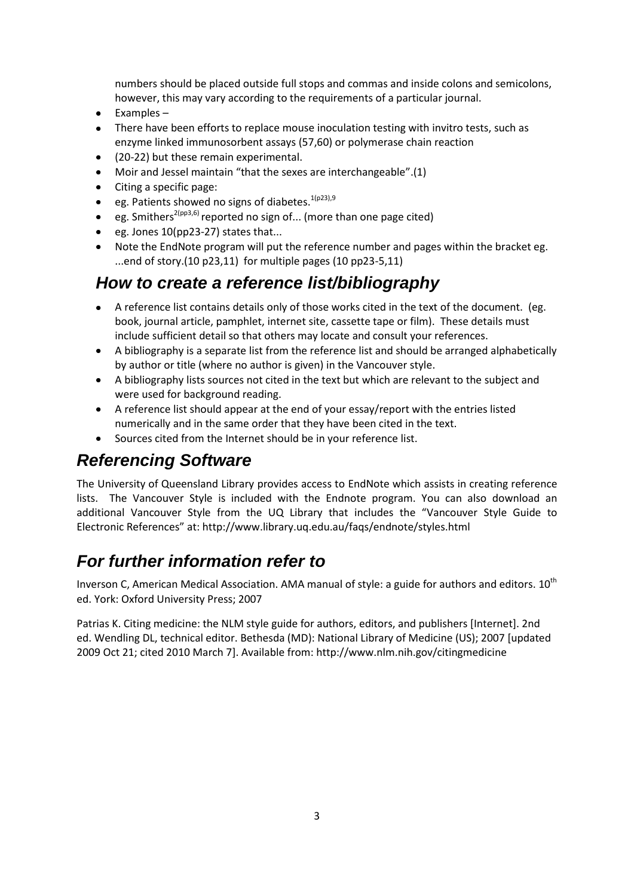numbers should be placed outside full stops and commas and inside colons and semicolons, however, this may vary according to the requirements of a particular journal.

- Examples –
- There have been efforts to replace mouse inoculation testing with invitro tests, such as enzyme linked immunosorbent assays (57,60) or polymerase chain reaction
- (20-22) but these remain experimental.
- Moir and Jessel maintain "that the sexes are interchangeable".(1)
- Citing a specific page:
- eg. Patients showed no signs of diabetes.[1(p23),9]
- eg. Smithers[2(pp3,6)] reported no sign of... (more than one page cited)
- eg. Jones 10(pp23-27) states that...
- Note the EndNote program will put the reference number and pages within the bracket eg. ...end of story.(10 p23,11) for multiple pages (10 pp23-5,11)

## How to create a reference list/bibliography

- A reference list contains details only of those works cited in the text of the document. (eg. book, journal article, pamphlet, internet site, cassette tape or film). These details must include sufficient detail so that others may locate and consult your references.
- A bibliography is a separate list from the reference list and should be arranged alphabetically by author or title (where no author is given) in the Vancouver style.
- A bibliography lists sources not cited in the text but which are relevant to the subject and were used for background reading.
- A reference list should appear at the end of your essay/report with the entries listed numerically and in the same order that they have been cited in the text.
- Sources cited from the Internet should be in your reference list.

## Referencing Software

The University of Queensland Library provides access to EndNote which assists in creating reference lists. The Vancouver Style is included with the Endnote program. You can also download an additional Vancouver Style from the UQ Library that includes the "Vancouver Style Guide to Electronic References" at: http://www.library.uq.edu.au/faqs/endnote/styles.html

## For further information refer to

Inverson C, American Medical Association. AMA manual of style: a guide for authors and editors. 10th ed. York: Oxford University Press; 2007

Patrias K. Citing medicine: the NLM style guide for authors, editors, and publishers [Internet]. 2nd ed. Wendling DL, technical editor. Bethesda (MD): National Library of Medicine (US); 2007 [updated 2009 Oct 21; cited 2010 March 7]. Available from: http://www.nlm.nih.gov/citingmedicine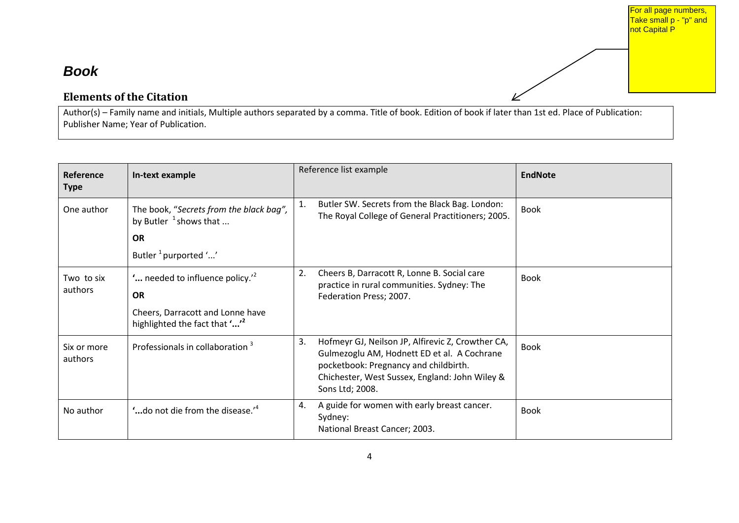For all page numbers, Take small p - "p" and not Capital P

## *Book*

### Elements of the Citation

Author(s) – Family name and initials, Multiple authors separated by a comma. Title of book. Edition of book if later than 1st ed. Place of Publication: Publisher Name; Year of Publication.

| Reference Type | In-text example | Reference list example | EndNote |
|---|---|---|---|
| One author | The book, "*Secrets from the black bag",* by Butler [1] shows that ...<br>**OR**<br>Butler [1] purported '...' | 1. Butler SW. Secrets from the Black Bag. London: The Royal College of General Practitioners; 2005. | Book |
| Two to six authors | '**...** needed to influence policy.'[2]<br>**OR**<br>Cheers, Darracott and Lonne have highlighted the fact that **'...'[2]** | 2. Cheers B, Darracott R, Lonne B. Social care practice in rural communities. Sydney: The Federation Press; 2007. | Book |
| Six or more authors | Professionals in collaboration [3] | 3. Hofmeyr GJ, Neilson JP, Alfirevic Z, Crowther CA, Gulmezoglu AM, Hodnett ED et al. A Cochrane pocketbook: Pregnancy and childbirth. Chichester, West Sussex, England: John Wiley & Sons Ltd; 2008. | Book |
| No author | **'...**do not die from the disease.'[4] | 4. A guide for women with early breast cancer. Sydney: National Breast Cancer; 2003. | Book |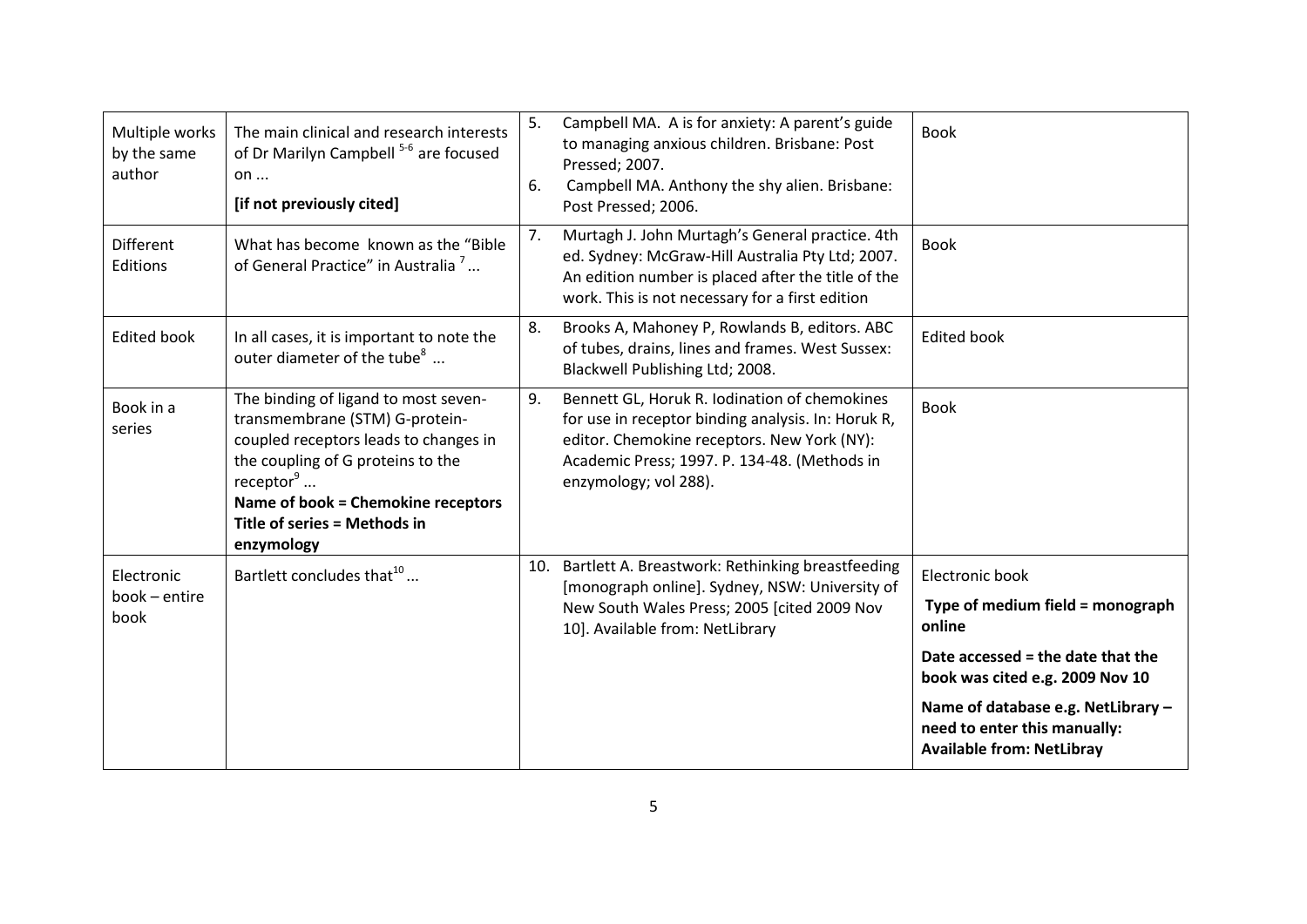| Multiple works by the same author | The main clinical and research interests of Dr Marilyn Campbell [5-6] are focused on ... **[if not previously cited]** | 5. Campbell MA. A is for anxiety: A parent's guide to managing anxious children. Brisbane: Post Pressed; 2007. 6. Campbell MA. Anthony the shy alien. Brisbane: Post Pressed; 2006. | Book |
|---|---|---|---|
| Different Editions | What has become known as the "Bible of General Practice" in Australia [7] ... | 7. Murtagh J. John Murtagh's General practice. 4th ed. Sydney: McGraw-Hill Australia Pty Ltd; 2007. An edition number is placed after the title of the work. This is not necessary for a first edition | Book |
| Edited book | In all cases, it is important to note the outer diameter of the tube[8] ... | 8. Brooks A, Mahoney P, Rowlands B, editors. ABC of tubes, drains, lines and frames. West Sussex: Blackwell Publishing Ltd; 2008. | Edited book |
| Book in a series | The binding of ligand to most seven-transmembrane (STM) G-protein-coupled receptors leads to changes in the coupling of G proteins to the receptor[9] ... **Name of book = Chemokine receptors** **Title of series = Methods in enzymology** | 9. Bennett GL, Horuk R. Iodination of chemokines for use in receptor binding analysis. In: Horuk R, editor. Chemokine receptors. New York (NY): Academic Press; 1997. P. 134-48. (Methods in enzymology; vol 288). | Book |
| Electronic book – entire book | Bartlett concludes that[10] ... | 10. Bartlett A. Breastwork: Rethinking breastfeeding [monograph online]. Sydney, NSW: University of New South Wales Press; 2005 [cited 2009 Nov 10]. Available from: NetLibrary | Electronic book **Type of medium field = monograph online** **Date accessed = the date that the book was cited e.g. 2009 Nov 10** **Name of database e.g. NetLibrary – need to enter this manually: Available from: NetLibray** |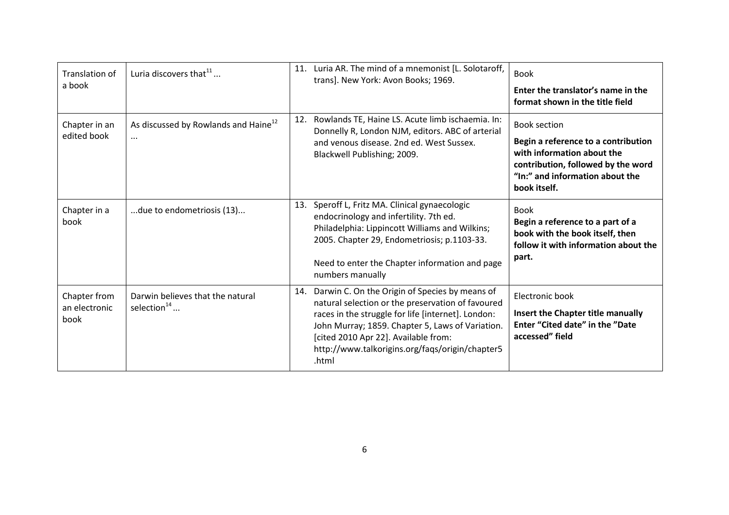| Translation of a book | Luria discovers that[11] ... | 11. Luria AR. The mind of a mnemonist [L. Solotaroff, trans]. New York: Avon Books; 1969. | Book<br>**Enter the translator's name in the format shown in the title field** |
|---|---|---|---|
| Chapter in an edited book | As discussed by Rowlands and Haine[12] ... | 12. Rowlands TE, Haine LS. Acute limb ischaemia. In: Donnelly R, London NJM, editors. ABC of arterial and venous disease. 2nd ed. West Sussex. Blackwell Publishing; 2009. | Book section<br>**Begin a reference to a contribution with information about the contribution, followed by the word "In:" and information about the book itself.** |
| Chapter in a book | ...due to endometriosis (13)... | 13. Speroff L, Fritz MA. Clinical gynaecologic endocrinology and infertility. 7th ed. Philadelphia: Lippincott Williams and Wilkins; 2005. Chapter 29, Endometriosis; p.1103-33.<br><br>Need to enter the Chapter information and page numbers manually | Book<br>**Begin a reference to a part of a book with the book itself, then follow it with information about the part.** |
| Chapter from an electronic book | Darwin believes that the natural selection[14] ... | 14. Darwin C. On the Origin of Species by means of natural selection or the preservation of favoured races in the struggle for life [internet]. London: John Murray; 1859. Chapter 5, Laws of Variation. [cited 2010 Apr 22]. Available from: http://www.talkorigins.org/faqs/origin/chapter5.html | Electronic book<br>**Insert the Chapter title manually**<br>**Enter "Cited date" in the "Date accessed" field** |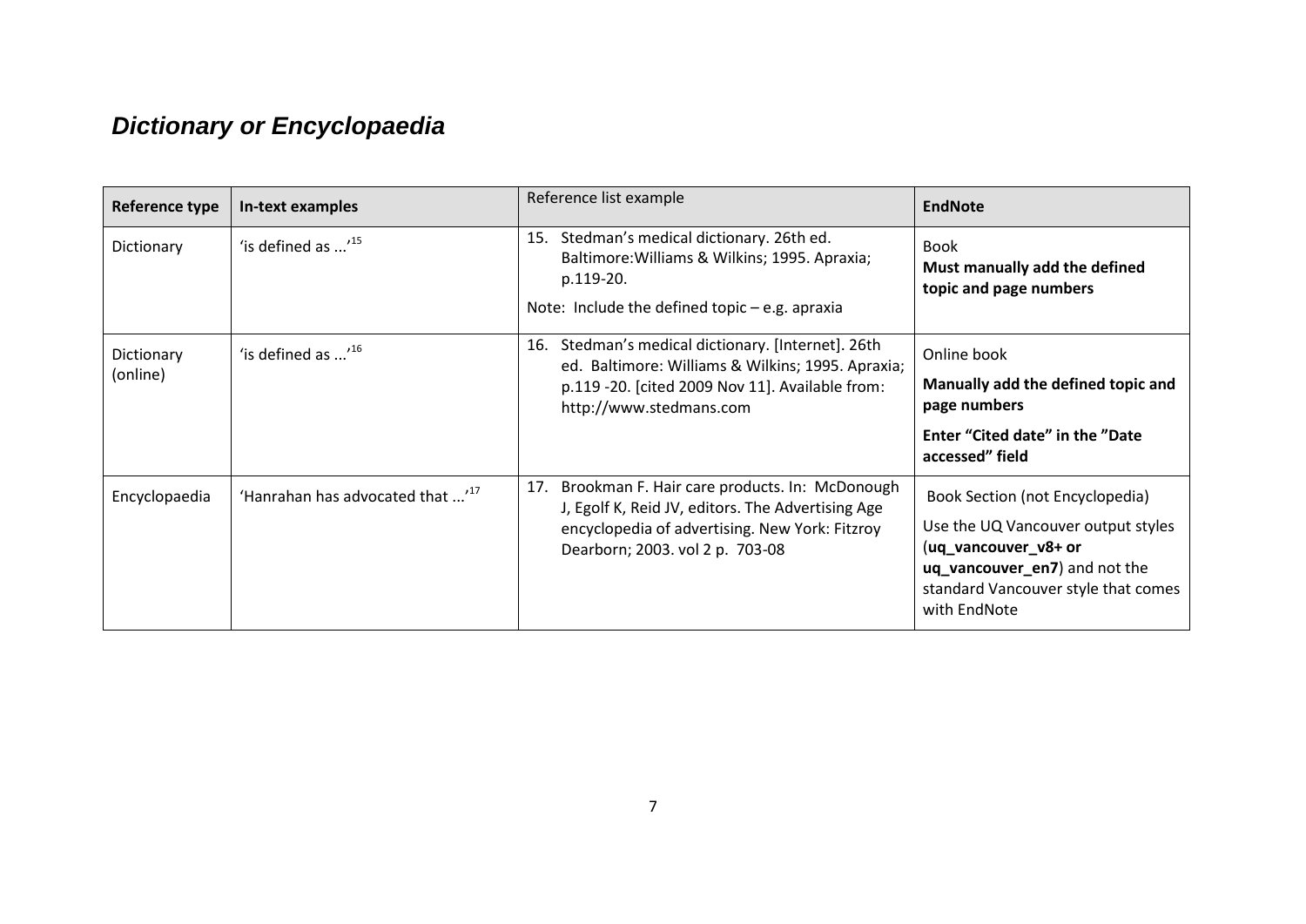## *Dictionary or Encyclopaedia*

| Reference type | In-text examples | Reference list example | EndNote |
|---|---|---|---|
| Dictionary | 'is defined as ...'[15] | 15. Stedman's medical dictionary. 26th ed. Baltimore:Williams & Wilkins; 1995. Apraxia; p.119-20.<br>Note: Include the defined topic – e.g. apraxia | Book<br>**Must manually add the defined topic and page numbers** |
| Dictionary (online) | 'is defined as ...'[16] | 16. Stedman's medical dictionary. [Internet]. 26th ed. Baltimore: Williams & Wilkins; 1995. Apraxia; p.119 -20. [cited 2009 Nov 11]. Available from: http://www.stedmans.com | Online book<br>**Manually add the defined topic and page numbers**<br>**Enter "Cited date" in the "Date accessed" field** |
| Encyclopaedia | 'Hanrahan has advocated that ...'[17] | 17. Brookman F. Hair care products. In: McDonough J, Egolf K, Reid JV, editors. The Advertising Age encyclopedia of advertising. New York: Fitzroy Dearborn; 2003. vol 2 p. 703-08 | Book Section (not Encyclopedia)<br>Use the UQ Vancouver output styles (**uq_vancouver_v8+ or uq_vancouver_en7**) and not the standard Vancouver style that comes with EndNote |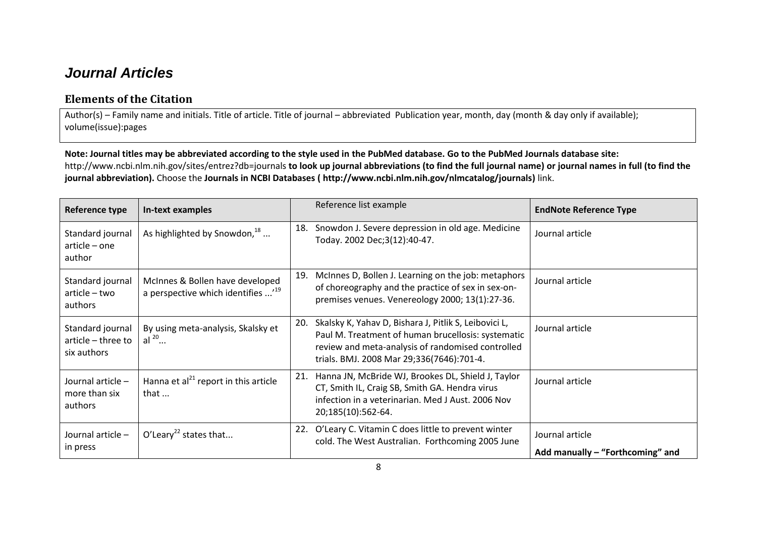# *Journal Articles*

## Elements of the Citation

Author(s) – Family name and initials. Title of article. Title of journal – abbreviated Publication year, month, day (month & day only if available); volume(issue):pages

**Note: Journal titles may be abbreviated according to the style used in the PubMed database. Go to the PubMed Journals database site:** http://www.ncbi.nlm.nih.gov/sites/entrez?db=journals **to look up journal abbreviations (to find the full journal name) or journal names in full (to find the journal abbreviation).** Choose the **Journals in NCBI Databases ( http://www.ncbi.nlm.nih.gov/nlmcatalog/journals)** link.

| **Reference type** | **In-text examples** | Reference list example | **EndNote Reference Type** |
|---|---|---|---|
| Standard journal article – one author | As highlighted by Snowdon,[18] ... | 18. Snowdon J. Severe depression in old age. Medicine Today. 2002 Dec;3(12):40-47. | Journal article |
| Standard journal article – two authors | McInnes & Bollen have developed a perspective which identifies ...'[19] | 19. McInnes D, Bollen J. Learning on the job: metaphors of choreography and the practice of sex in sex-on-premises venues. Venereology 2000; 13(1):27-36. | Journal article |
| Standard journal article – three to six authors | By using meta-analysis, Skalsky et al [20]... | 20. Skalsky K, Yahav D, Bishara J, Pitlik S, Leibovici L, Paul M. Treatment of human brucellosis: systematic review and meta-analysis of randomised controlled trials. BMJ. 2008 Mar 29;336(7646):701-4. | Journal article |
| Journal article – more than six authors | Hanna et al[21] report in this article that ... | 21. Hanna JN, McBride WJ, Brookes DL, Shield J, Taylor CT, Smith IL, Craig SB, Smith GA. Hendra virus infection in a veterinarian. Med J Aust. 2006 Nov 20;185(10):562-64. | Journal article |
| Journal article – in press | O'Leary[22] states that... | 22. O'Leary C. Vitamin C does little to prevent winter cold. The West Australian. Forthcoming 2005 June | Journal article **Add manually – "Forthcoming" and** |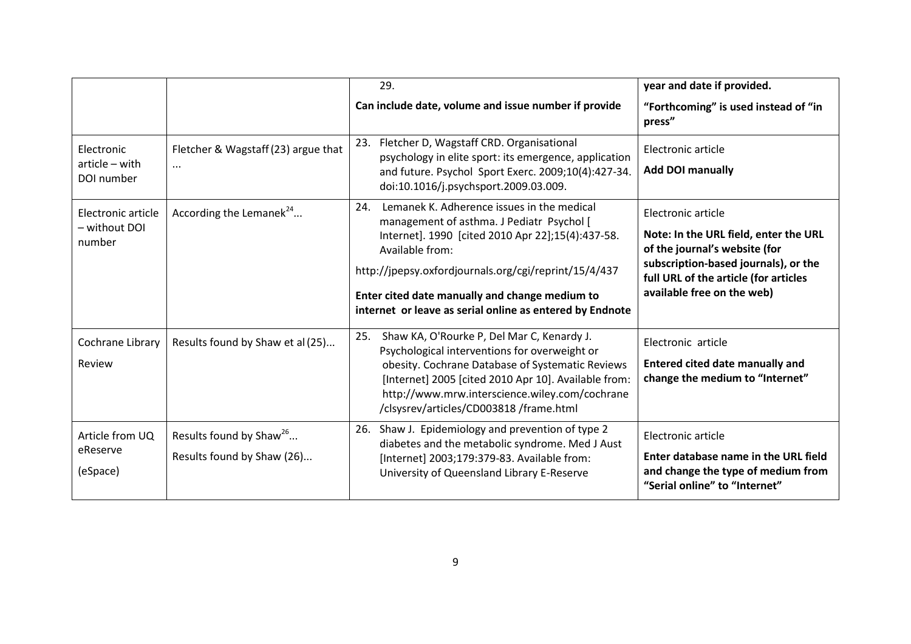| | | | |
|---|---|---|---|
| | | 29.<br><br>**Can include date, volume and issue number if provide** | **year and date if provided.**<br><br>**"Forthcoming" is used instead of "in press"** |
| Electronic article – with DOI number | Fletcher & Wagstaff (23) argue that ... | 23. Fletcher D, Wagstaff CRD. Organisational psychology in elite sport: its emergence, application and future. Psychol Sport Exerc. 2009;10(4):427-34. doi:10.1016/j.psychsport.2009.03.009. | Electronic article<br><br>**Add DOI manually** |
| Electronic article – without DOI number | According the Lemanek[24]... | 24. Lemanek K. Adherence issues in the medical management of asthma. J Pediatr Psychol [ Internet]. 1990 [cited 2010 Apr 22];15(4):437-58. Available from:<br><br>http://jpepsy.oxfordjournals.org/cgi/reprint/15/4/437<br><br>**Enter cited date manually and change medium to internet or leave as serial online as entered by Endnote** | Electronic article<br><br>**Note: In the URL field, enter the URL of the journal's website (for subscription-based journals), or the full URL of the article (for articles available free on the web)** |
| Cochrane Library<br><br>Review | Results found by Shaw et al (25)... | 25. Shaw KA, O'Rourke P, Del Mar C, Kenardy J. Psychological interventions for overweight or obesity. Cochrane Database of Systematic Reviews [Internet] 2005 [cited 2010 Apr 10]. Available from: http://www.mrw.interscience.wiley.com/cochrane /clsysrev/articles/CD003818 /frame.html | Electronic article<br><br>**Entered cited date manually and change the medium to "Internet"** |
| Article from UQ eReserve<br><br>(eSpace) | Results found by Shaw[26]...<br><br>Results found by Shaw (26)... | 26. Shaw J. Epidemiology and prevention of type 2 diabetes and the metabolic syndrome. Med J Aust [Internet] 2003;179:379-83. Available from: University of Queensland Library E-Reserve | Electronic article<br><br>**Enter database name in the URL field and change the type of medium from "Serial online" to "Internet"** |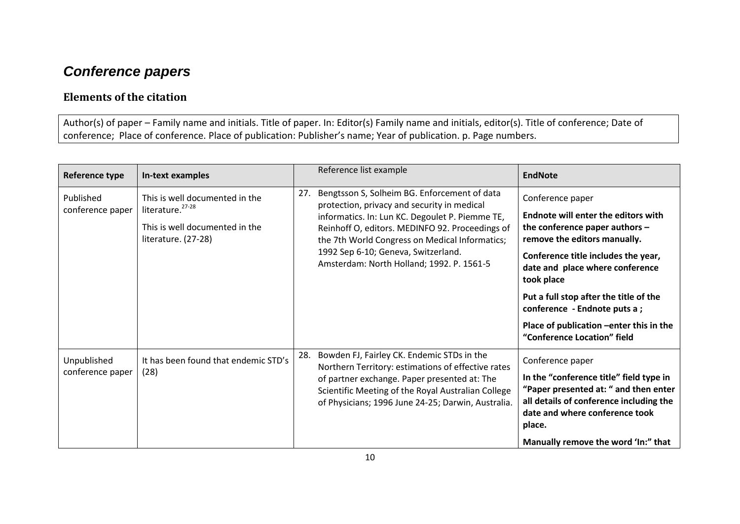## *Conference papers*

### Elements of the citation

Author(s) of paper – Family name and initials. Title of paper. In: Editor(s) Family name and initials, editor(s). Title of conference; Date of conference; Place of conference. Place of publication: Publisher's name; Year of publication. p. Page numbers.

| Reference type | In-text examples | Reference list example | EndNote |
|---|---|---|---|
| Published conference paper | This is well documented in the literature.[27-28]<br><br>This is well documented in the literature. (27-28) | 27. Bengtsson S, Solheim BG. Enforcement of data protection, privacy and security in medical informatics. In: Lun KC. Degoulet P. Piemme TE, Reinhoff O, editors. MEDINFO 92. Proceedings of the 7th World Congress on Medical Informatics; 1992 Sep 6-10; Geneva, Switzerland. Amsterdam: North Holland; 1992. P. 1561-5 | Conference paper<br><br>**Endnote will enter the editors with the conference paper authors – remove the editors manually.**<br><br>**Conference title includes the year, date and place where conference took place**<br><br>**Put a full stop after the title of the conference - Endnote puts a ;**<br><br>**Place of publication –enter this in the "Conference Location" field** |
| Unpublished conference paper | It has been found that endemic STD's (28) | 28. Bowden FJ, Fairley CK. Endemic STDs in the Northern Territory: estimations of effective rates of partner exchange. Paper presented at: The Scientific Meeting of the Royal Australian College of Physicians; 1996 June 24-25; Darwin, Australia. | Conference paper<br><br>**In the "conference title" field type in "Paper presented at: " and then enter all details of conference including the date and where conference took place.**<br><br>**Manually remove the word 'In:" that** |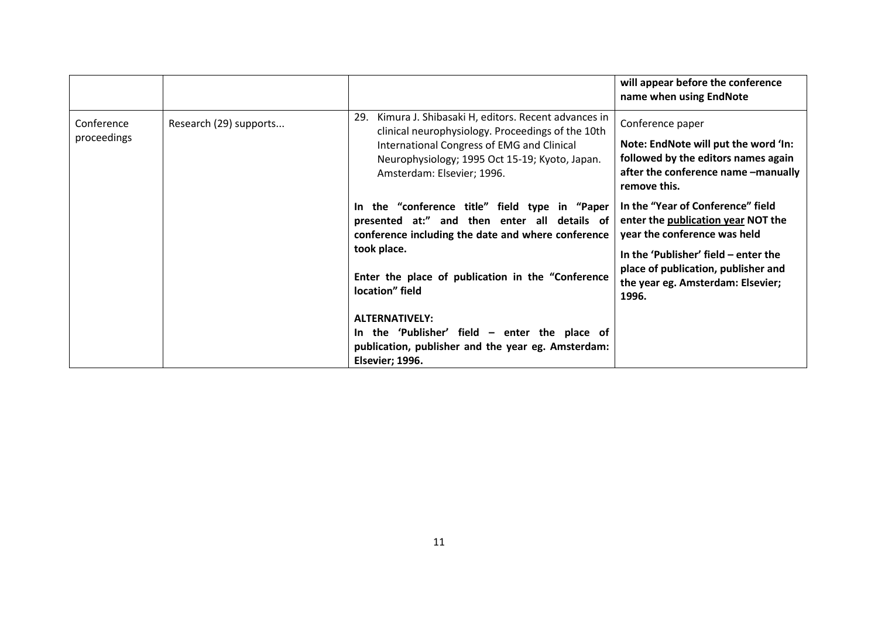| | | | |
|---|---|---|---|
| | | | **will appear before the conference name when using EndNote** |
| Conference proceedings | Research (29) supports... | 29. Kimura J. Shibasaki H, editors. Recent advances in clinical neurophysiology. Proceedings of the 10th International Congress of EMG and Clinical Neurophysiology; 1995 Oct 15-19; Kyoto, Japan. Amsterdam: Elsevier; 1996.<br><br>**In the "conference title" field type in "Paper presented at:" and then enter all details of conference including the date and where conference took place.**<br><br>**Enter the place of publication in the "Conference location" field**<br><br>**ALTERNATIVELY:**<br>**In the 'Publisher' field – enter the place of publication, publisher and the year eg. Amsterdam: Elsevier; 1996.** | Conference paper<br><br>**Note: EndNote will put the word 'In: followed by the editors names again after the conference name –manually remove this.**<br><br>**In the "Year of Conference" field enter the <u>publication year</u> NOT the year the conference was held**<br><br>**In the 'Publisher' field – enter the place of publication, publisher and the year eg. Amsterdam: Elsevier; 1996.** |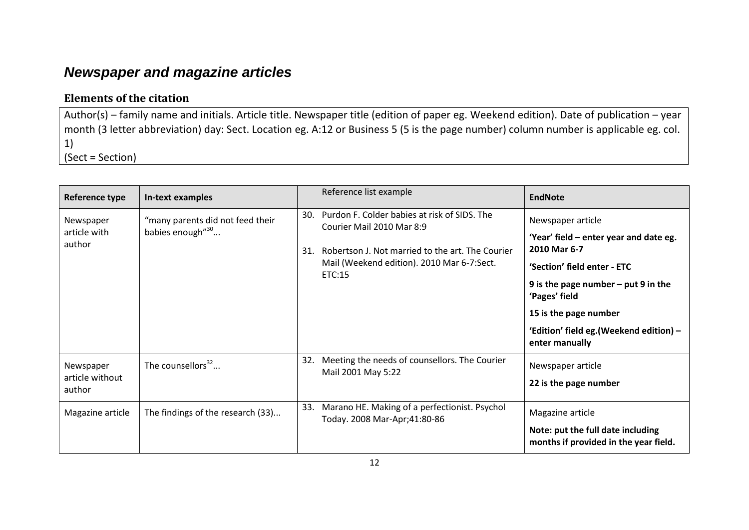## *Newspaper and magazine articles*

### Elements of the citation

Author(s) – family name and initials. Article title. Newspaper title (edition of paper eg. Weekend edition). Date of publication – year month (3 letter abbreviation) day: Sect. Location eg. A:12 or Business 5 (5 is the page number) column number is applicable eg. col. 1)
(Sect = Section)

| Reference type | In-text examples | Reference list example | EndNote |
|---|---|---|---|
| Newspaper article with author | "many parents did not feed their babies enough"[30]... | 30. Purdon F. Colder babies at risk of SIDS. The Courier Mail 2010 Mar 8:9<br><br>31. Robertson J. Not married to the art. The Courier Mail (Weekend edition). 2010 Mar 6-7:Sect. ETC:15 | Newspaper article<br>**'Year' field – enter year and date eg. 2010 Mar 6-7**<br>**'Section' field enter - ETC**<br>**9 is the page number – put 9 in the 'Pages' field**<br>**15 is the page number**<br>**'Edition' field eg.(Weekend edition) – enter manually** |
| Newspaper article without author | The counsellors[32]... | 32. Meeting the needs of counsellors. The Courier Mail 2001 May 5:22 | Newspaper article<br>**22 is the page number** |
| Magazine article | The findings of the research (33)... | 33. Marano HE. Making of a perfectionist. Psychol Today. 2008 Mar-Apr;41:80-86 | Magazine article<br>**Note: put the full date including months if provided in the year field.** |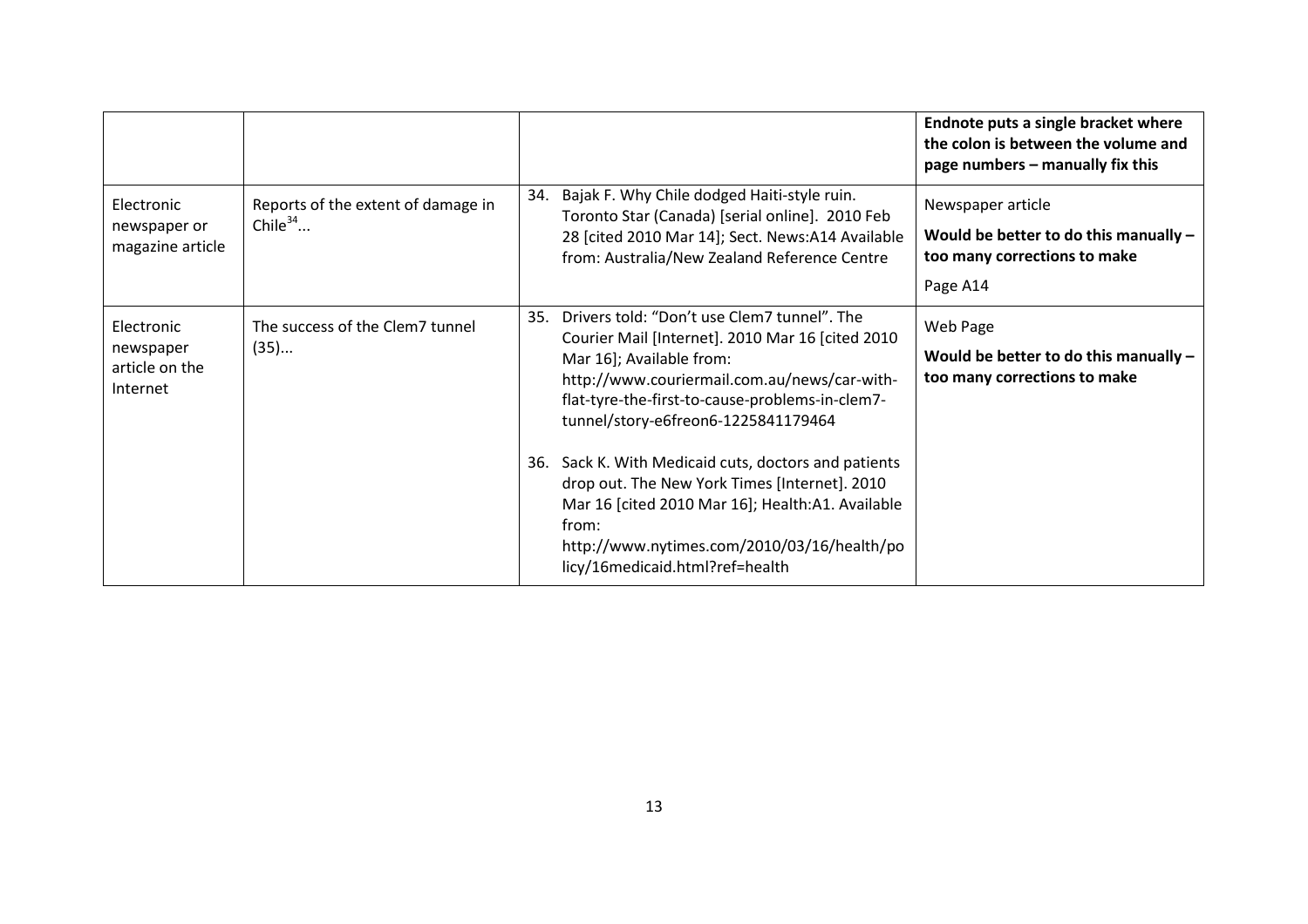| | | | **Endnote puts a single bracket where the colon is between the volume and page numbers – manually fix this** |
|---|---|---|---|
| Electronic newspaper or magazine article | Reports of the extent of damage in Chile[34]... | 34. Bajak F. Why Chile dodged Haiti-style ruin. Toronto Star (Canada) [serial online]. 2010 Feb 28 [cited 2010 Mar 14]; Sect. News:A14 Available from: Australia/New Zealand Reference Centre | Newspaper article<br>**Would be better to do this manually – too many corrections to make**<br>Page A14 |
| Electronic newspaper article on the Internet | The success of the Clem7 tunnel (35)... | 35. Drivers told: "Don't use Clem7 tunnel". The Courier Mail [Internet]. 2010 Mar 16 [cited 2010 Mar 16]; Available from: http://www.couriermail.com.au/news/car-with-flat-tyre-the-first-to-cause-problems-in-clem7-tunnel/story-e6freon6-1225841179464<br><br>36. Sack K. With Medicaid cuts, doctors and patients drop out. The New York Times [Internet]. 2010 Mar 16 [cited 2010 Mar 16]; Health:A1. Available from: http://www.nytimes.com/2010/03/16/health/policy/16medicaid.html?ref=health | Web Page<br>**Would be better to do this manually – too many corrections to make** |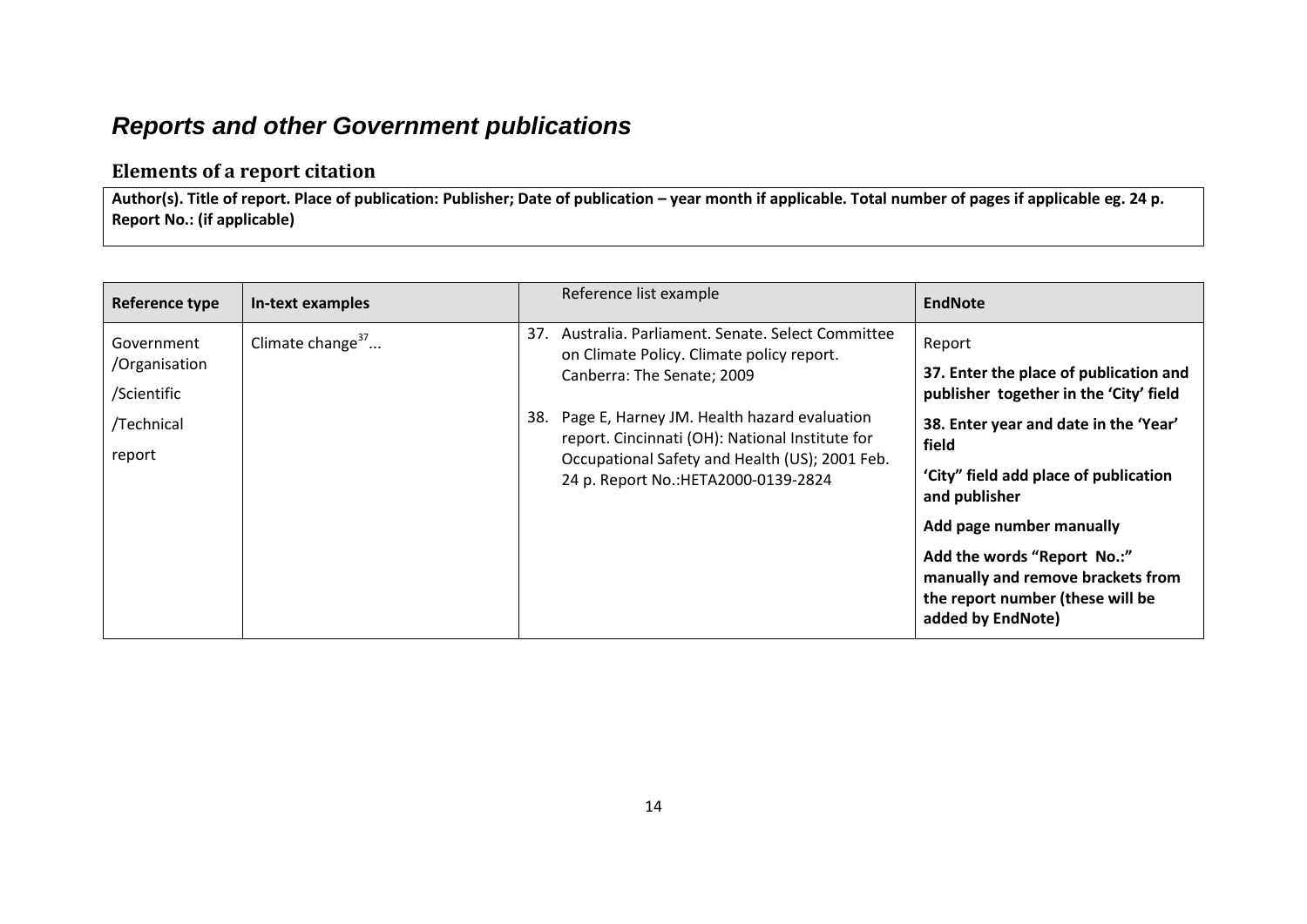## *Reports and other Government publications*

### Elements of a report citation

**Author(s). Title of report. Place of publication: Publisher; Date of publication – year month if applicable. Total number of pages if applicable eg. 24 p. Report No.: (if applicable)**

| Reference type | In-text examples | Reference list example | EndNote |
|---|---|---|---|
| Government /Organisation /Scientific /Technical report | Climate change[37]... | 37. Australia. Parliament. Senate. Select Committee on Climate Policy. Climate policy report. Canberra: The Senate; 2009<br><br>38. Page E, Harney JM. Health hazard evaluation report. Cincinnati (OH): National Institute for Occupational Safety and Health (US); 2001 Feb. 24 p. Report No.:HETA2000-0139-2824 | Report<br><br>**37. Enter the place of publication and publisher together in the 'City' field**<br><br>**38. Enter year and date in the 'Year' field**<br><br>**'City" field add place of publication and publisher**<br><br>**Add page number manually**<br><br>**Add the words "Report No.:" manually and remove brackets from the report number (these will be added by EndNote)** |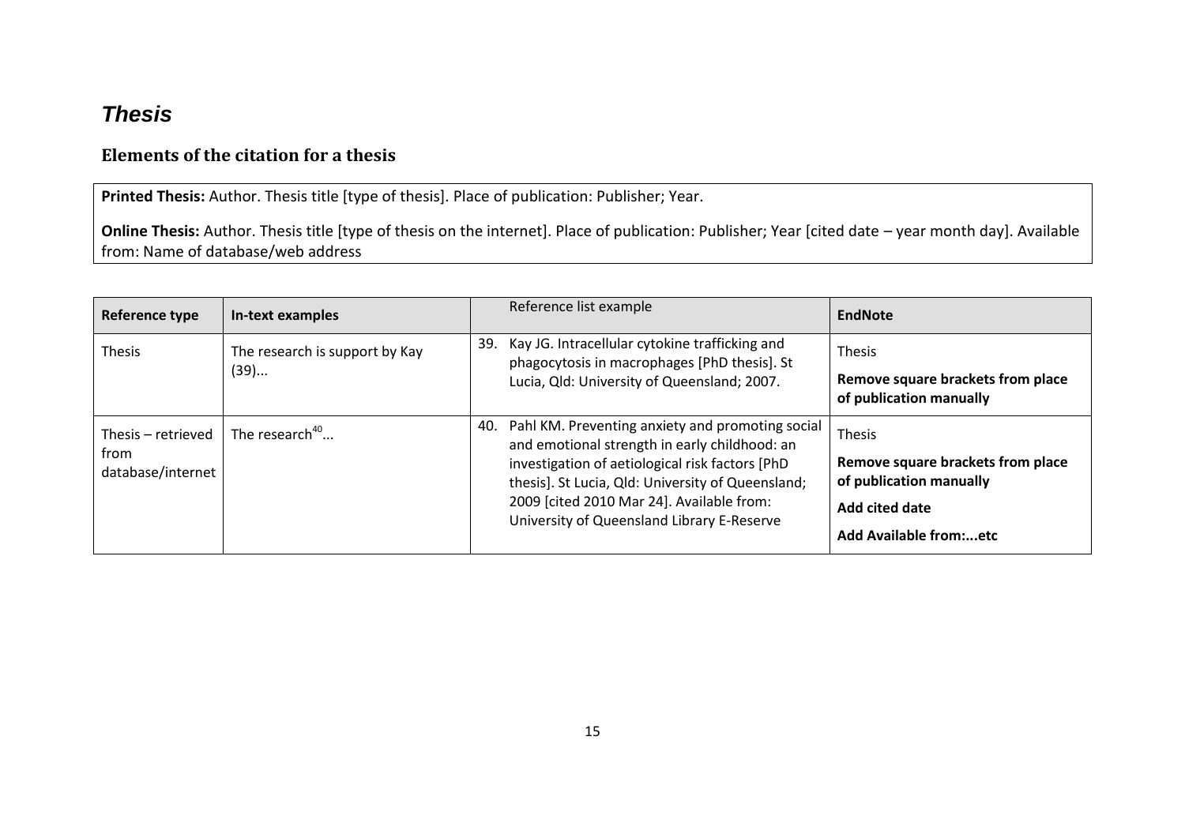# *Thesis*

## Elements of the citation for a thesis

**Printed Thesis:** Author. Thesis title [type of thesis]. Place of publication: Publisher; Year.

**Online Thesis:** Author. Thesis title [type of thesis on the internet]. Place of publication: Publisher; Year [cited date – year month day]. Available from: Name of database/web address

| Reference type | In-text examples | Reference list example | EndNote |
|---|---|---|---|
| Thesis | The research is support by Kay (39)... | 39. Kay JG. Intracellular cytokine trafficking and phagocytosis in macrophages [PhD thesis]. St Lucia, Qld: University of Queensland; 2007. | Thesis<br>**Remove square brackets from place of publication manually** |
| Thesis – retrieved from database/internet | The research[40]... | 40. Pahl KM. Preventing anxiety and promoting social and emotional strength in early childhood: an investigation of aetiological risk factors [PhD thesis]. St Lucia, Qld: University of Queensland; 2009 [cited 2010 Mar 24]. Available from: University of Queensland Library E-Reserve | Thesis<br>**Remove square brackets from place of publication manually**<br>**Add cited date**<br>**Add Available from:...etc** |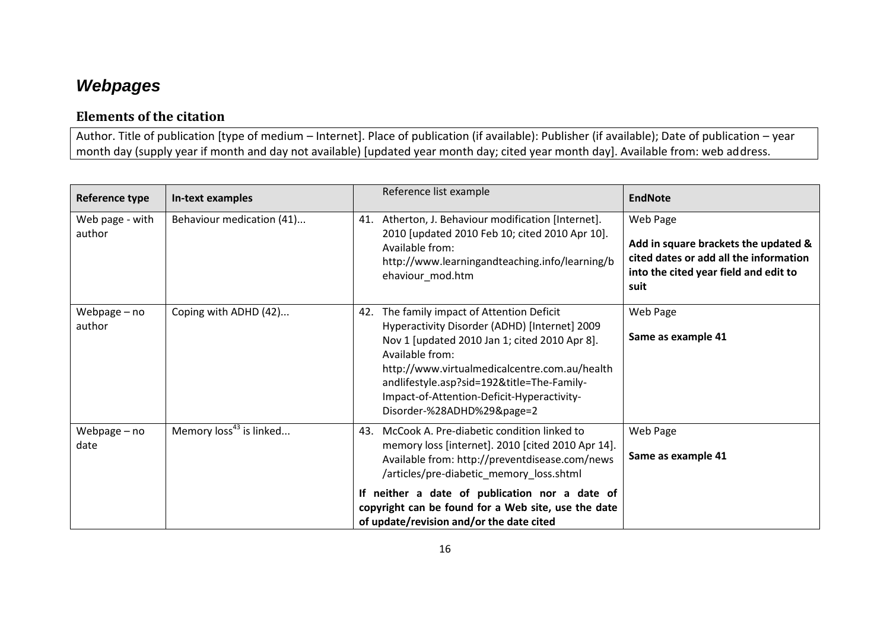## *Webpages*

### Elements of the citation

Author. Title of publication [type of medium – Internet]. Place of publication (if available): Publisher (if available); Date of publication – year month day (supply year if month and day not available) [updated year month day; cited year month day]. Available from: web address.

| Reference type | In-text examples | Reference list example | EndNote |
|---|---|---|---|
| Web page - with author | Behaviour medication (41)... | 41. Atherton, J. Behaviour modification [Internet]. 2010 [updated 2010 Feb 10; cited 2010 Apr 10]. Available from: http://www.learningandteaching.info/learning/behaviour_mod.htm | Web Page<br><br>**Add in square brackets the updated & cited dates or add all the information into the cited year field and edit to suit** |
| Webpage – no author | Coping with ADHD (42)... | 42. The family impact of Attention Deficit Hyperactivity Disorder (ADHD) [Internet] 2009 Nov 1 [updated 2010 Jan 1; cited 2010 Apr 8]. Available from: http://www.virtualmedicalcentre.com.au/healthandlifestyle.asp?sid=192&title=The-Family-Impact-of-Attention-Deficit-Hyperactivity-Disorder-%28ADHD%29&page=2 | Web Page<br><br>**Same as example 41** |
| Webpage – no date | Memory loss[43] is linked... | 43. McCook A. Pre-diabetic condition linked to memory loss [internet]. 2010 [cited 2010 Apr 14]. Available from: http://preventdisease.com/news/articles/pre-diabetic_memory_loss.shtml<br><br>**If neither a date of publication nor a date of copyright can be found for a Web site, use the date of update/revision and/or the date cited** | Web Page<br><br>**Same as example 41** |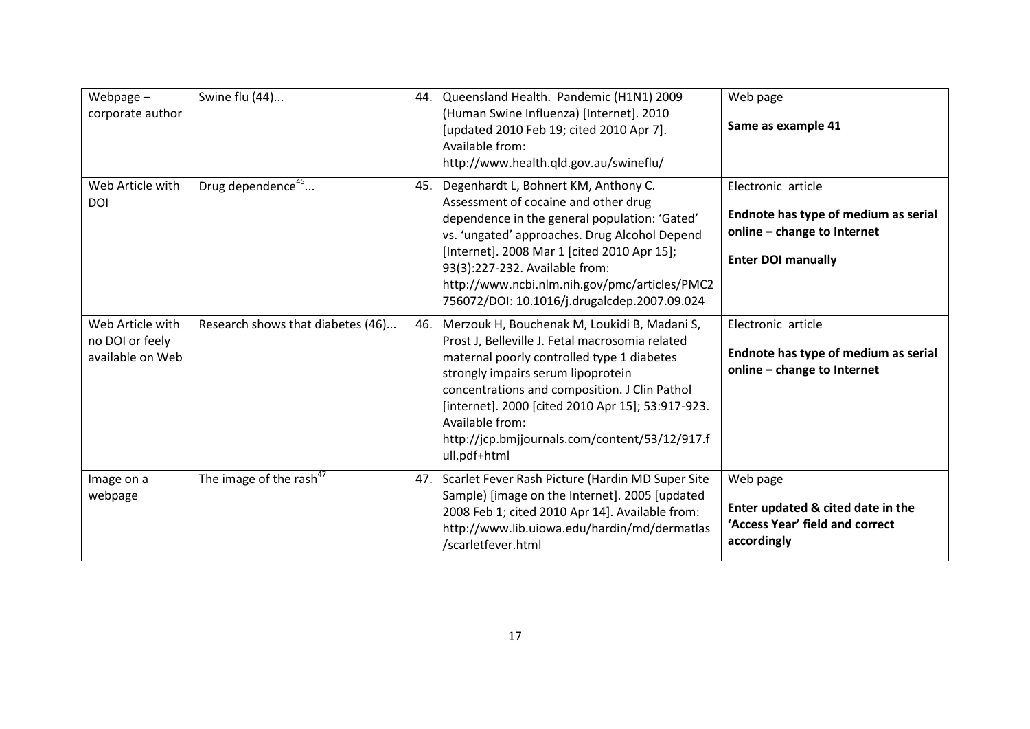| Webpage – corporate author | Swine flu (44)... | 44. Queensland Health. Pandemic (H1N1) 2009 (Human Swine Influenza) [Internet]. 2010 [updated 2010 Feb 19; cited 2010 Apr 7]. Available from: http://www.health.qld.gov.au/swineflu/ | Web page<br><br>**Same as example 41** |
|---|---|---|---|
| Web Article with DOI | Drug dependence[45]... | 45. Degenhardt L, Bohnert KM, Anthony C. Assessment of cocaine and other drug dependence in the general population: 'Gated' vs. 'ungated' approaches. Drug Alcohol Depend [Internet]. 2008 Mar 1 [cited 2010 Apr 15]; 93(3):227-232. Available from: http://www.ncbi.nlm.nih.gov/pmc/articles/PMC2756072/DOI: 10.1016/j.drugalcdep.2007.09.024 | Electronic article<br><br>**Endnote has type of medium as serial online – change to Internet**<br><br>**Enter DOI manually** |
| Web Article with no DOI or feely available on Web | Research shows that diabetes (46)... | 46. Merzouk H, Bouchenak M, Loukidi B, Madani S, Prost J, Belleville J. Fetal macrosomia related maternal poorly controlled type 1 diabetes strongly impairs serum lipoprotein concentrations and composition. J Clin Pathol [internet]. 2000 [cited 2010 Apr 15]; 53:917-923. Available from: http://jcp.bmjjournals.com/content/53/12/917.full.pdf+html | Electronic article<br><br>**Endnote has type of medium as serial online – change to Internet** |
| Image on a webpage | The image of the rash[47] | 47. Scarlet Fever Rash Picture (Hardin MD Super Site Sample) [image on the Internet]. 2005 [updated 2008 Feb 1; cited 2010 Apr 14]. Available from: http://www.lib.uiowa.edu/hardin/md/dermatlas/scarletfever.html | Web page<br><br>**Enter updated & cited date in the 'Access Year' field and correct accordingly** |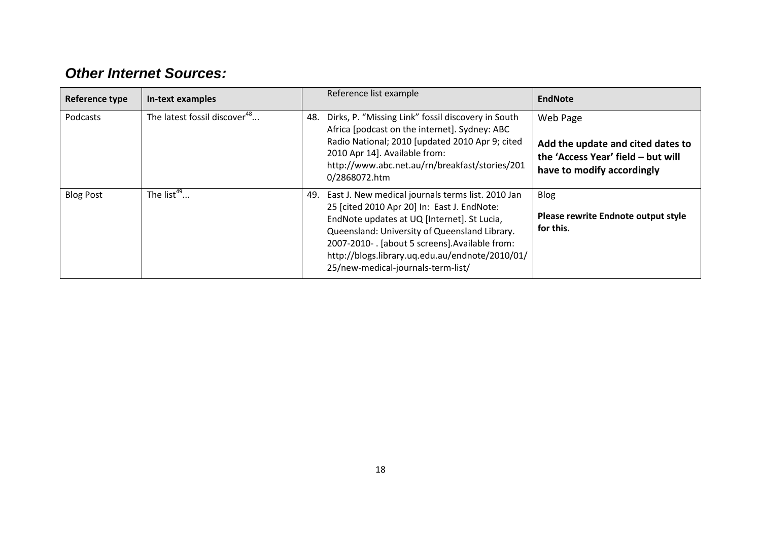## *Other Internet Sources:*

| Reference type | In-text examples | Reference list example | EndNote |
|---|---|---|---|
| Podcasts | The latest fossil discover[48]... | 48. Dirks, P. "Missing Link" fossil discovery in South Africa [podcast on the internet]. Sydney: ABC Radio National; 2010 [updated 2010 Apr 9; cited 2010 Apr 14]. Available from: http://www.abc.net.au/rn/breakfast/stories/2010/2868072.htm | Web Page<br><br>**Add the update and cited dates to the 'Access Year' field – but will have to modify accordingly** |
| Blog Post | The list[49]... | 49. East J. New medical journals terms list. 2010 Jan 25 [cited 2010 Apr 20] In: East J. EndNote: EndNote updates at UQ [Internet]. St Lucia, Queensland: University of Queensland Library. 2007-2010- . [about 5 screens].Available from: http://blogs.library.uq.edu.au/endnote/2010/01/25/new-medical-journals-term-list/ | Blog<br><br>**Please rewrite Endnote output style for this.** |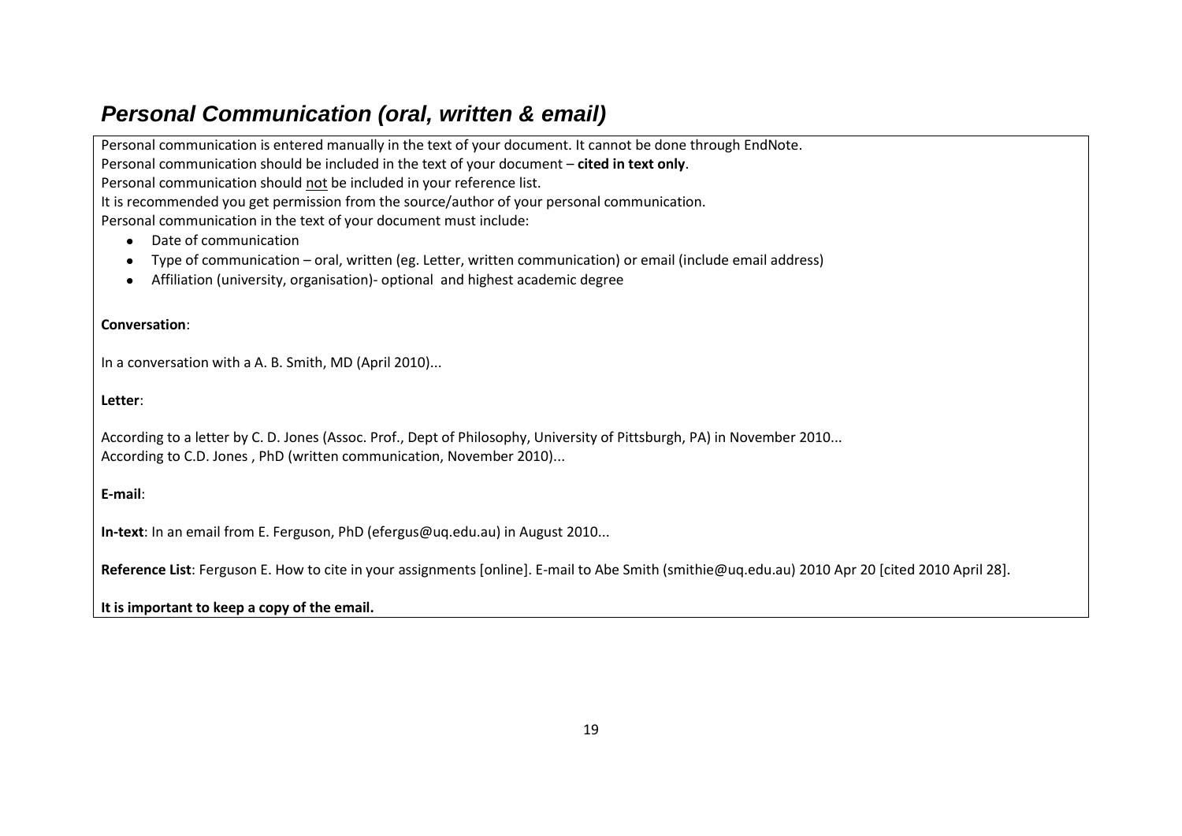## *Personal Communication (oral, written & email)*

Personal communication is entered manually in the text of your document. It cannot be done through EndNote.
Personal communication should be included in the text of your document – **cited in text only**.
Personal communication should <u>not</u> be included in your reference list.
It is recommended you get permission from the source/author of your personal communication.
Personal communication in the text of your document must include:

- Date of communication
- Type of communication – oral, written (eg. Letter, written communication) or email (include email address)
- Affiliation (university, organisation)- optional and highest academic degree

**Conversation**:

In a conversation with a A. B. Smith, MD (April 2010)...

**Letter**:

According to a letter by C. D. Jones (Assoc. Prof., Dept of Philosophy, University of Pittsburgh, PA) in November 2010...
According to C.D. Jones , PhD (written communication, November 2010)...

**E-mail**:

**In-text**: In an email from E. Ferguson, PhD (efergus@uq.edu.au) in August 2010...

**Reference List**: Ferguson E. How to cite in your assignments [online]. E-mail to Abe Smith (smithie@uq.edu.au) 2010 Apr 20 [cited 2010 April 28].

**It is important to keep a copy of the email.**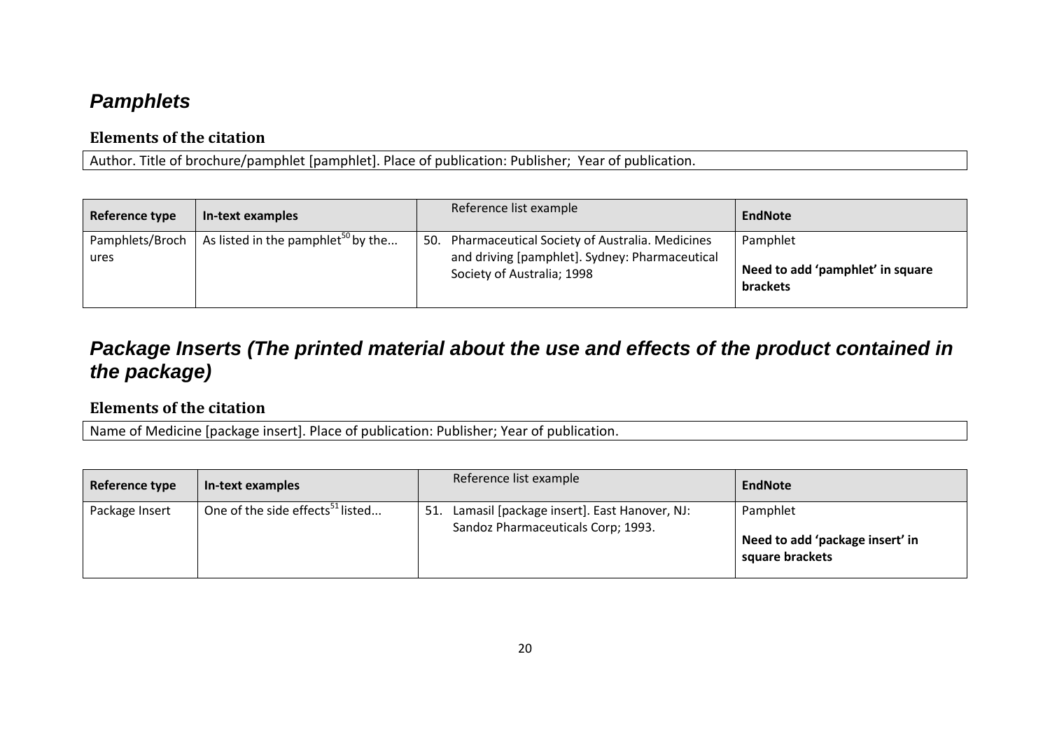## *Pamphlets*

### Elements of the citation

| Author. Title of brochure/pamphlet [pamphlet]. Place of publication: Publisher;  Year of publication. |
|---|

| Reference type | In-text examples | Reference list example | EndNote |
|---|---|---|---|
| Pamphlets/Brochures | As listed in the pamphlet[50] by the... | 50. Pharmaceutical Society of Australia. Medicines and driving [pamphlet]. Sydney: Pharmaceutical Society of Australia; 1998 | Pamphlet<br><br>**Need to add 'pamphlet' in square brackets** |

## *Package Inserts (The printed material about the use and effects of the product contained in the package)*

### Elements of the citation

| Name of Medicine [package insert]. Place of publication: Publisher; Year of publication. |
|---|

| Reference type | In-text examples | Reference list example | EndNote |
|---|---|---|---|
| Package Insert | One of the side effects[51] listed... | 51. Lamasil [package insert]. East Hanover, NJ: Sandoz Pharmaceuticals Corp; 1993. | Pamphlet<br><br>**Need to add 'package insert' in square brackets** |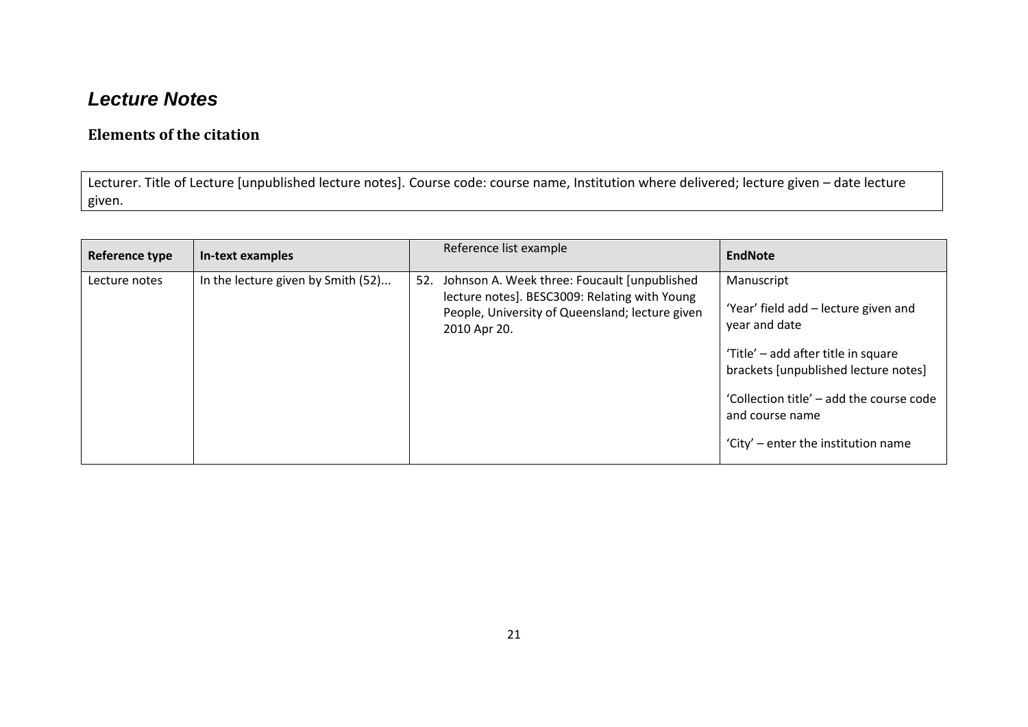# *Lecture Notes*

## Elements of the citation

Lecturer. Title of Lecture [unpublished lecture notes]. Course code: course name, Institution where delivered; lecture given – date lecture given.

| Reference type | In-text examples | Reference list example | EndNote |
|---|---|---|---|
| Lecture notes | In the lecture given by Smith (52)... | 52. Johnson A. Week three: Foucault [unpublished lecture notes]. BESC3009: Relating with Young People, University of Queensland; lecture given 2010 Apr 20. | Manuscript<br><br>'Year' field add – lecture given and year and date<br><br>'Title' – add after title in square brackets [unpublished lecture notes]<br><br>'Collection title' – add the course code and course name<br><br>'City' – enter the institution name |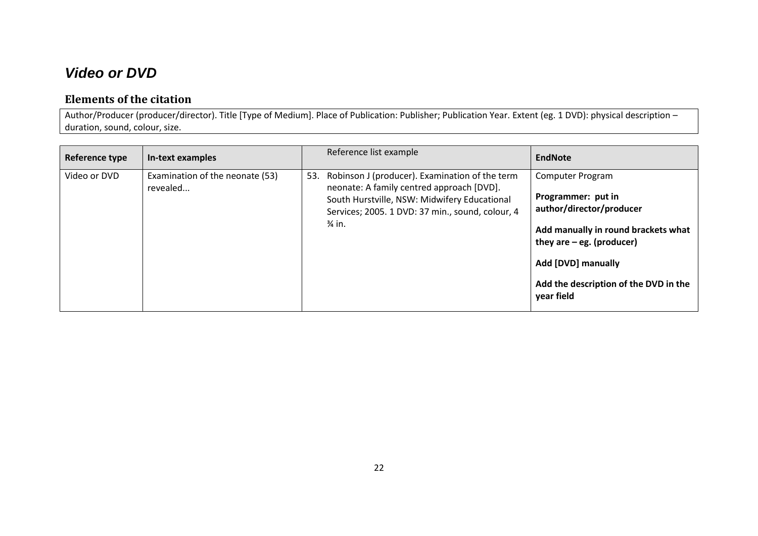## *Video or DVD*

### Elements of the citation

Author/Producer (producer/director). Title [Type of Medium]. Place of Publication: Publisher; Publication Year. Extent (eg. 1 DVD): physical description – duration, sound, colour, size.

| Reference type | In-text examples | Reference list example | EndNote |
|---|---|---|---|
| Video or DVD | Examination of the neonate (53) revealed... | 53. Robinson J (producer). Examination of the term neonate: A family centred approach [DVD]. South Hurstville, NSW: Midwifery Educational Services; 2005. 1 DVD: 37 min., sound, colour, 4 ¾ in. | Computer Program<br>**Programmer: put in author/director/producer**<br>**Add manually in round brackets what they are – eg. (producer)**<br>**Add [DVD] manually**<br>**Add the description of the DVD in the year field** |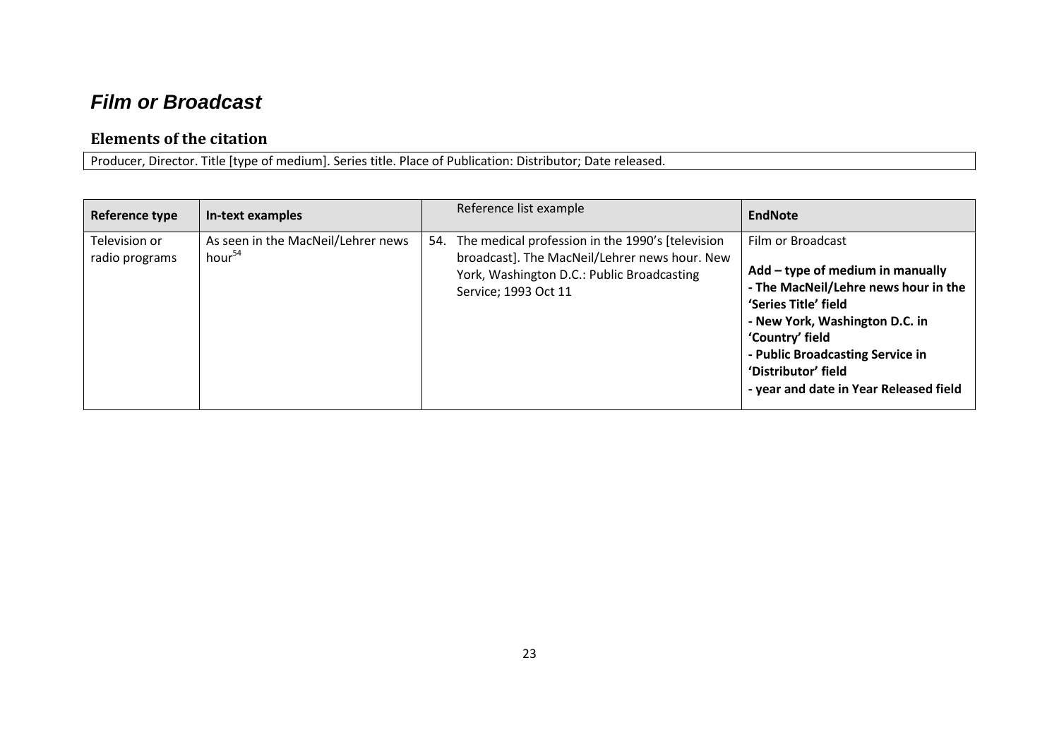## *Film or Broadcast*

### Elements of the citation

| Producer, Director. Title [type of medium]. Series title. Place of Publication: Distributor; Date released. |
| --- |

| Reference type | In-text examples | Reference list example | EndNote |
| --- | --- | --- | --- |
| Television or radio programs | As seen in the MacNeil/Lehrer news hour[54] | 54. The medical profession in the 1990's [television broadcast]. The MacNeil/Lehrer news hour. New York, Washington D.C.: Public Broadcasting Service; 1993 Oct 11 | Film or Broadcast<br><br>**Add – type of medium in manually**<br>**- The MacNeil/Lehre news hour in the 'Series Title' field**<br>**- New York, Washington D.C. in 'Country' field**<br>**- Public Broadcasting Service in 'Distributor' field**<br>**- year and date in Year Released field** |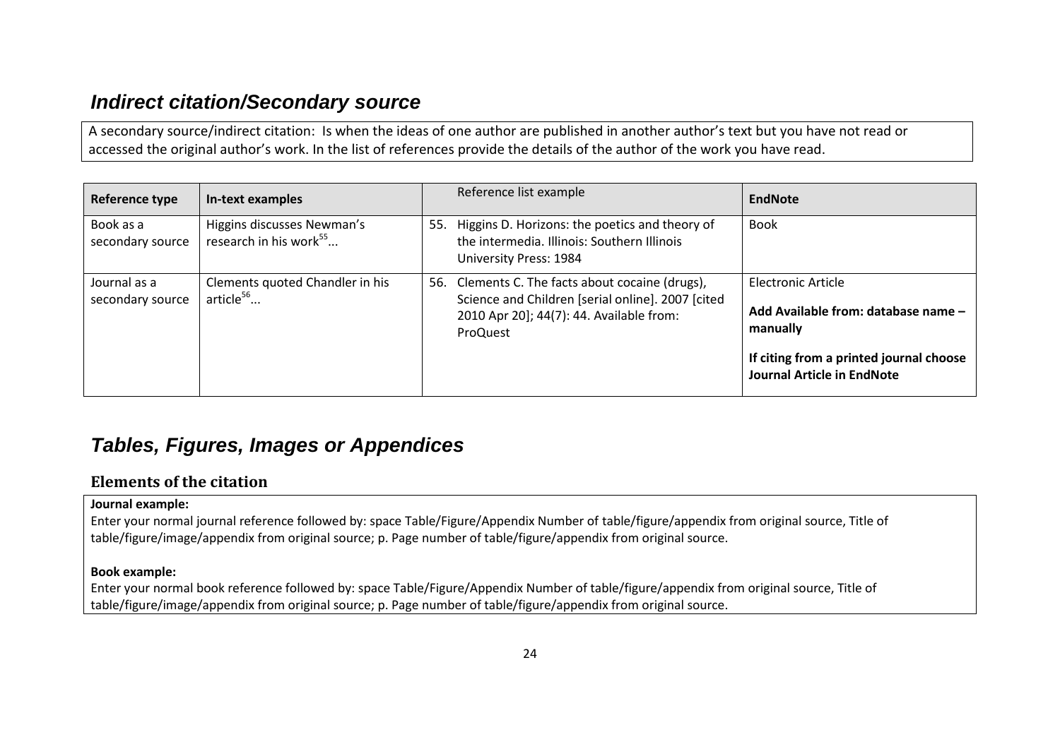## *Indirect citation/Secondary source*

A secondary source/indirect citation: Is when the ideas of one author are published in another author's text but you have not read or accessed the original author's work. In the list of references provide the details of the author of the work you have read.

| Reference type | In-text examples | Reference list example | EndNote |
|---|---|---|---|
| Book as a secondary source | Higgins discusses Newman's research in his work[55]... | 55. Higgins D. Horizons: the poetics and theory of the intermedia. Illinois: Southern Illinois University Press: 1984 | Book |
| Journal as a secondary source | Clements quoted Chandler in his article[56]... | 56. Clements C. The facts about cocaine (drugs), Science and Children [serial online]. 2007 [cited 2010 Apr 20]; 44(7): 44. Available from: ProQuest | Electronic Article<br><br>**Add Available from: database name – manually**<br><br>**If citing from a printed journal choose Journal Article in EndNote** |

## *Tables, Figures, Images or Appendices*

### Elements of the citation

**Journal example:**
Enter your normal journal reference followed by: space Table/Figure/Appendix Number of table/figure/appendix from original source, Title of table/figure/image/appendix from original source; p. Page number of table/figure/appendix from original source.

**Book example:**
Enter your normal book reference followed by: space Table/Figure/Appendix Number of table/figure/appendix from original source, Title of table/figure/image/appendix from original source; p. Page number of table/figure/appendix from original source.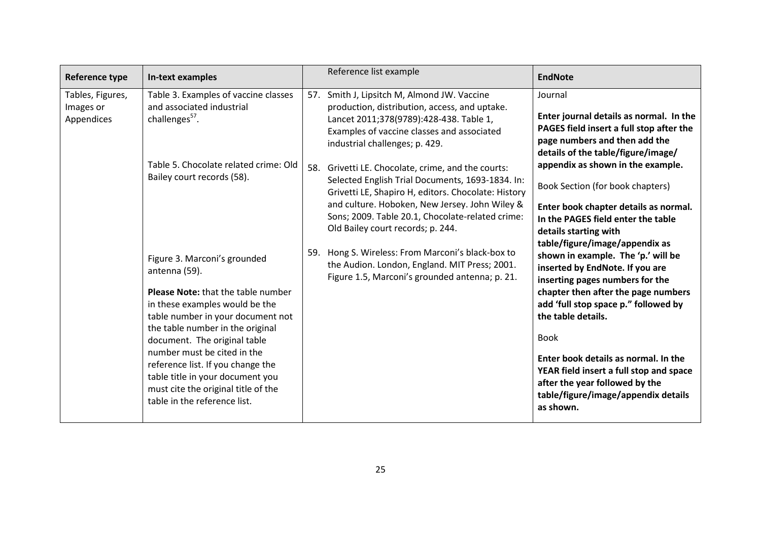| Reference type | In-text examples | Reference list example | EndNote |
|---|---|---|---|
| Tables, Figures, Images or Appendices | Table 3. Examples of vaccine classes and associated industrial challenges[57]. | 57. Smith J, Lipsitch M, Almond JW. Vaccine production, distribution, access, and uptake. Lancet 2011;378(9789):428-438. Table 1, Examples of vaccine classes and associated industrial challenges; p. 429. | Journal<br><br>**Enter journal details as normal. In the PAGES field insert a full stop after the page numbers and then add the details of the table/figure/image/ appendix as shown in the example.** |
| | Table 5. Chocolate related crime: Old Bailey court records (58). | 58. Grivetti LE. Chocolate, crime, and the courts: Selected English Trial Documents, 1693-1834. In: Grivetti LE, Shapiro H, editors. Chocolate: History and culture. Hoboken, New Jersey. John Wiley & Sons; 2009. Table 20.1, Chocolate-related crime: Old Bailey court records; p. 244. | Book Section (for book chapters)<br><br>**Enter book chapter details as normal. In the PAGES field enter the table details starting with table/figure/image/appendix as shown in example. The 'p.' will be inserted by EndNote. If you are inserting pages numbers for the chapter then after the page numbers add 'full stop space p." followed by the table details.** |
| | Figure 3. Marconi's grounded antenna (59).<br><br>**Please Note:** that the table number in these examples would be the table number in your document not the table number in the original document. The original table number must be cited in the reference list. If you change the table title in your document you must cite the original title of the table in the reference list. | 59. Hong S. Wireless: From Marconi's black-box to the Audion. London, England. MIT Press; 2001. Figure 1.5, Marconi's grounded antenna; p. 21. | Book<br><br>**Enter book details as normal. In the YEAR field insert a full stop and space after the year followed by the table/figure/image/appendix details as shown.** |